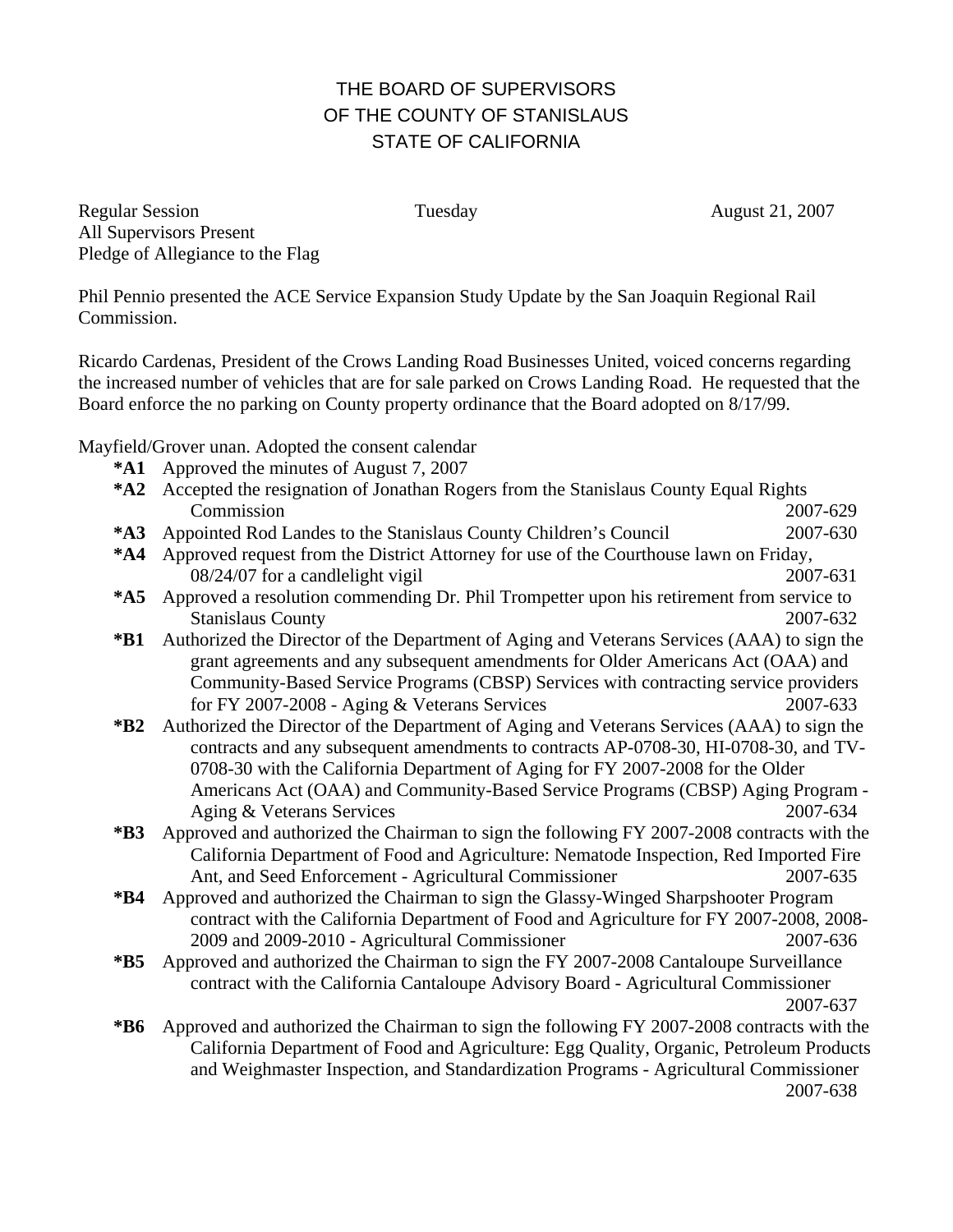# THE BOARD OF SUPERVISORS
# OF THE COUNTY OF STANISLAUS
# STATE OF CALIFORNIA

Regular Session Tuesday August 21, 2007
All Supervisors Present
Pledge of Allegiance to the Flag

Phil Pennio presented the ACE Service Expansion Study Update by the San Joaquin Regional Rail Commission.

Ricardo Cardenas, President of the Crows Landing Road Businesses United, voiced concerns regarding the increased number of vehicles that are for sale parked on Crows Landing Road. He requested that the Board enforce the no parking on County property ordinance that the Board adopted on 8/17/99.

Mayfield/Grover unan. Adopted the consent calendar

- **\*A1** Approved the minutes of August 7, 2007
- **\*A2** Accepted the resignation of Jonathan Rogers from the Stanislaus County Equal Rights Commission 2007-629
- **\*A3** Appointed Rod Landes to the Stanislaus County Children's Council 2007-630
- **\*A4** Approved request from the District Attorney for use of the Courthouse lawn on Friday, 08/24/07 for a candlelight vigil 2007-631
- **\*A5** Approved a resolution commending Dr. Phil Trompetter upon his retirement from service to Stanislaus County 2007-632
- **\*B1** Authorized the Director of the Department of Aging and Veterans Services (AAA) to sign the grant agreements and any subsequent amendments for Older Americans Act (OAA) and Community-Based Service Programs (CBSP) Services with contracting service providers for FY 2007-2008 - Aging & Veterans Services 2007-633
- **\*B2** Authorized the Director of the Department of Aging and Veterans Services (AAA) to sign the contracts and any subsequent amendments to contracts AP-0708-30, HI-0708-30, and TV-0708-30 with the California Department of Aging for FY 2007-2008 for the Older Americans Act (OAA) and Community-Based Service Programs (CBSP) Aging Program - Aging & Veterans Services 2007-634
- **\*B3** Approved and authorized the Chairman to sign the following FY 2007-2008 contracts with the California Department of Food and Agriculture: Nematode Inspection, Red Imported Fire Ant, and Seed Enforcement - Agricultural Commissioner 2007-635
- **\*B4** Approved and authorized the Chairman to sign the Glassy-Winged Sharpshooter Program contract with the California Department of Food and Agriculture for FY 2007-2008, 2008-2009 and 2009-2010 - Agricultural Commissioner 2007-636
- **\*B5** Approved and authorized the Chairman to sign the FY 2007-2008 Cantaloupe Surveillance contract with the California Cantaloupe Advisory Board - Agricultural Commissioner 2007-637
- **\*B6** Approved and authorized the Chairman to sign the following FY 2007-2008 contracts with the California Department of Food and Agriculture: Egg Quality, Organic, Petroleum Products and Weighmaster Inspection, and Standardization Programs - Agricultural Commissioner 2007-638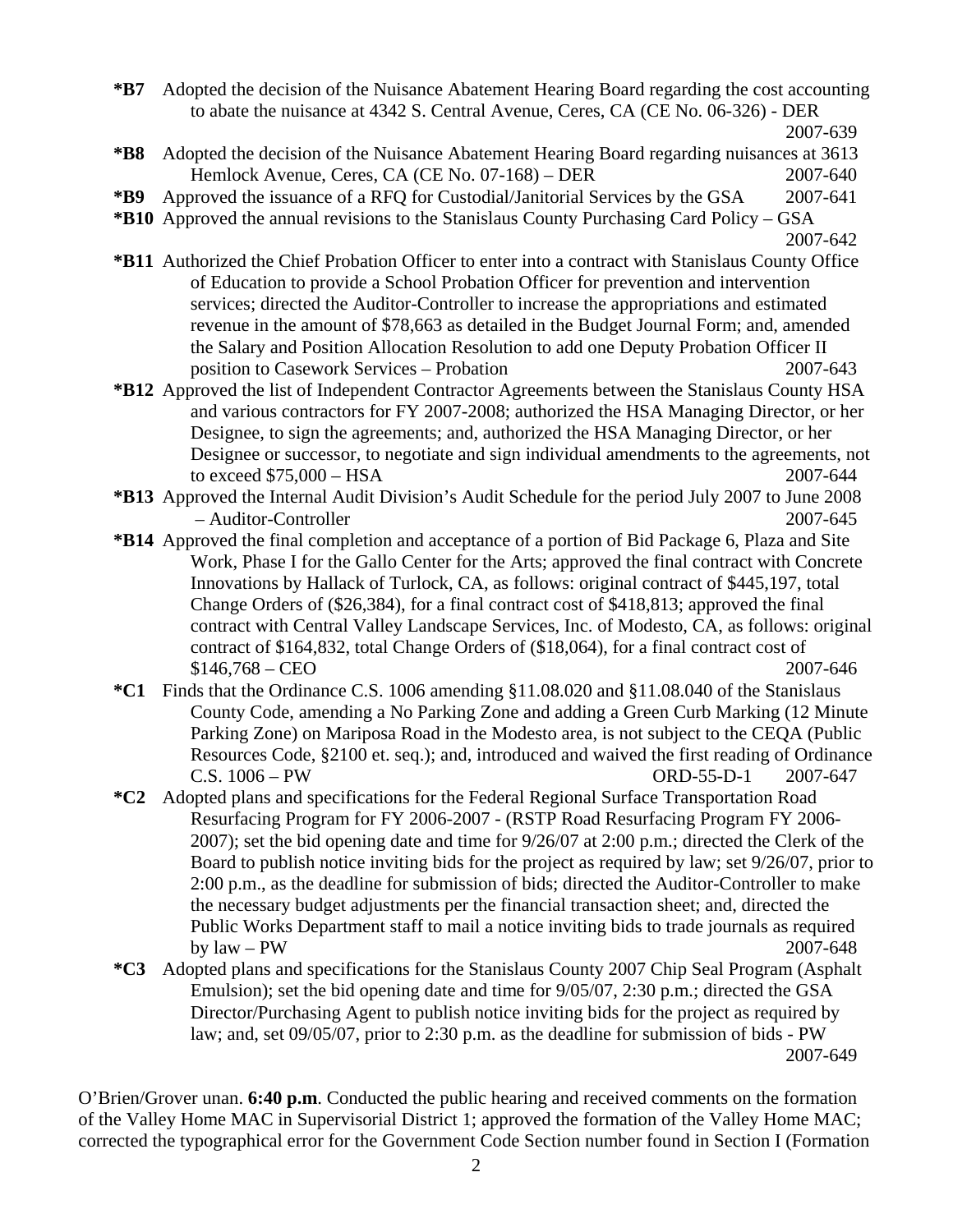**\*B7** Adopted the decision of the Nuisance Abatement Hearing Board regarding the cost accounting to abate the nuisance at 4342 S. Central Avenue, Ceres, CA (CE No. 06-326) - DER 2007-639

**\*B8** Adopted the decision of the Nuisance Abatement Hearing Board regarding nuisances at 3613 Hemlock Avenue, Ceres, CA (CE No. 07-168) – DER 2007-640

**\*B9** Approved the issuance of a RFQ for Custodial/Janitorial Services by the GSA 2007-641

**\*B10** Approved the annual revisions to the Stanislaus County Purchasing Card Policy – GSA 2007-642

**\*B11** Authorized the Chief Probation Officer to enter into a contract with Stanislaus County Office of Education to provide a School Probation Officer for prevention and intervention services; directed the Auditor-Controller to increase the appropriations and estimated revenue in the amount of $78,663 as detailed in the Budget Journal Form; and, amended the Salary and Position Allocation Resolution to add one Deputy Probation Officer II position to Casework Services – Probation 2007-643

**\*B12** Approved the list of Independent Contractor Agreements between the Stanislaus County HSA and various contractors for FY 2007-2008; authorized the HSA Managing Director, or her Designee, to sign the agreements; and, authorized the HSA Managing Director, or her Designee or successor, to negotiate and sign individual amendments to the agreements, not to exceed $75,000 – HSA 2007-644

**\*B13** Approved the Internal Audit Division's Audit Schedule for the period July 2007 to June 2008 – Auditor-Controller 2007-645

**\*B14** Approved the final completion and acceptance of a portion of Bid Package 6, Plaza and Site Work, Phase I for the Gallo Center for the Arts; approved the final contract with Concrete Innovations by Hallack of Turlock, CA, as follows: original contract of $445,197, total Change Orders of ($26,384), for a final contract cost of $418,813; approved the final contract with Central Valley Landscape Services, Inc. of Modesto, CA, as follows: original contract of $164,832, total Change Orders of ($18,064), for a final contract cost of $146,768 – CEO 2007-646

**\*C1** Finds that the Ordinance C.S. 1006 amending §11.08.020 and §11.08.040 of the Stanislaus County Code, amending a No Parking Zone and adding a Green Curb Marking (12 Minute Parking Zone) on Mariposa Road in the Modesto area, is not subject to the CEQA (Public Resources Code, §2100 et. seq.); and, introduced and waived the first reading of Ordinance C.S. 1006 – PW ORD-55-D-1 2007-647

**\*C2** Adopted plans and specifications for the Federal Regional Surface Transportation Road Resurfacing Program for FY 2006-2007 - (RSTP Road Resurfacing Program FY 2006-2007); set the bid opening date and time for 9/26/07 at 2:00 p.m.; directed the Clerk of the Board to publish notice inviting bids for the project as required by law; set 9/26/07, prior to 2:00 p.m., as the deadline for submission of bids; directed the Auditor-Controller to make the necessary budget adjustments per the financial transaction sheet; and, directed the Public Works Department staff to mail a notice inviting bids to trade journals as required by law – PW 2007-648

**\*C3** Adopted plans and specifications for the Stanislaus County 2007 Chip Seal Program (Asphalt Emulsion); set the bid opening date and time for 9/05/07, 2:30 p.m.; directed the GSA Director/Purchasing Agent to publish notice inviting bids for the project as required by law; and, set 09/05/07, prior to 2:30 p.m. as the deadline for submission of bids - PW 2007-649

O'Brien/Grover unan. **6:40 p.m**. Conducted the public hearing and received comments on the formation of the Valley Home MAC in Supervisorial District 1; approved the formation of the Valley Home MAC; corrected the typographical error for the Government Code Section number found in Section I (Formation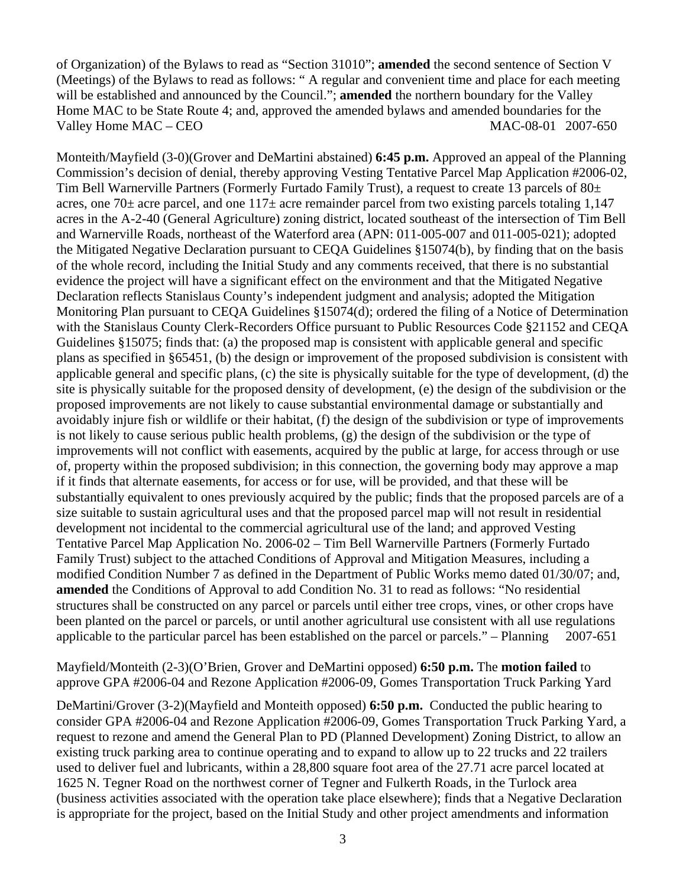of Organization) of the Bylaws to read as "Section 31010"; **amended** the second sentence of Section V (Meetings) of the Bylaws to read as follows: " A regular and convenient time and place for each meeting will be established and announced by the Council."; **amended** the northern boundary for the Valley Home MAC to be State Route 4; and, approved the amended bylaws and amended boundaries for the Valley Home MAC – CEO MAC-08-01 2007-650

Monteith/Mayfield (3-0)(Grover and DeMartini abstained) **6:45 p.m.** Approved an appeal of the Planning Commission's decision of denial, thereby approving Vesting Tentative Parcel Map Application #2006-02, Tim Bell Warnerville Partners (Formerly Furtado Family Trust), a request to create 13 parcels of 80± acres, one 70± acre parcel, and one 117± acre remainder parcel from two existing parcels totaling 1,147 acres in the A-2-40 (General Agriculture) zoning district, located southeast of the intersection of Tim Bell and Warnerville Roads, northeast of the Waterford area (APN: 011-005-007 and 011-005-021); adopted the Mitigated Negative Declaration pursuant to CEQA Guidelines §15074(b), by finding that on the basis of the whole record, including the Initial Study and any comments received, that there is no substantial evidence the project will have a significant effect on the environment and that the Mitigated Negative Declaration reflects Stanislaus County's independent judgment and analysis; adopted the Mitigation Monitoring Plan pursuant to CEQA Guidelines §15074(d); ordered the filing of a Notice of Determination with the Stanislaus County Clerk-Recorders Office pursuant to Public Resources Code §21152 and CEQA Guidelines §15075; finds that: (a) the proposed map is consistent with applicable general and specific plans as specified in §65451, (b) the design or improvement of the proposed subdivision is consistent with applicable general and specific plans, (c) the site is physically suitable for the type of development, (d) the site is physically suitable for the proposed density of development, (e) the design of the subdivision or the proposed improvements are not likely to cause substantial environmental damage or substantially and avoidably injure fish or wildlife or their habitat, (f) the design of the subdivision or type of improvements is not likely to cause serious public health problems, (g) the design of the subdivision or the type of improvements will not conflict with easements, acquired by the public at large, for access through or use of, property within the proposed subdivision; in this connection, the governing body may approve a map if it finds that alternate easements, for access or for use, will be provided, and that these will be substantially equivalent to ones previously acquired by the public; finds that the proposed parcels are of a size suitable to sustain agricultural uses and that the proposed parcel map will not result in residential development not incidental to the commercial agricultural use of the land; and approved Vesting Tentative Parcel Map Application No. 2006-02 – Tim Bell Warnerville Partners (Formerly Furtado Family Trust) subject to the attached Conditions of Approval and Mitigation Measures, including a modified Condition Number 7 as defined in the Department of Public Works memo dated 01/30/07; and, **amended** the Conditions of Approval to add Condition No. 31 to read as follows: "No residential structures shall be constructed on any parcel or parcels until either tree crops, vines, or other crops have been planted on the parcel or parcels, or until another agricultural use consistent with all use regulations applicable to the particular parcel has been established on the parcel or parcels." – Planning 2007-651

Mayfield/Monteith (2-3)(O'Brien, Grover and DeMartini opposed) **6:50 p.m.** The **motion failed** to approve GPA #2006-04 and Rezone Application #2006-09, Gomes Transportation Truck Parking Yard

DeMartini/Grover (3-2)(Mayfield and Monteith opposed) **6:50 p.m.** Conducted the public hearing to consider GPA #2006-04 and Rezone Application #2006-09, Gomes Transportation Truck Parking Yard, a request to rezone and amend the General Plan to PD (Planned Development) Zoning District, to allow an existing truck parking area to continue operating and to expand to allow up to 22 trucks and 22 trailers used to deliver fuel and lubricants, within a 28,800 square foot area of the 27.71 acre parcel located at 1625 N. Tegner Road on the northwest corner of Tegner and Fulkerth Roads, in the Turlock area (business activities associated with the operation take place elsewhere); finds that a Negative Declaration is appropriate for the project, based on the Initial Study and other project amendments and information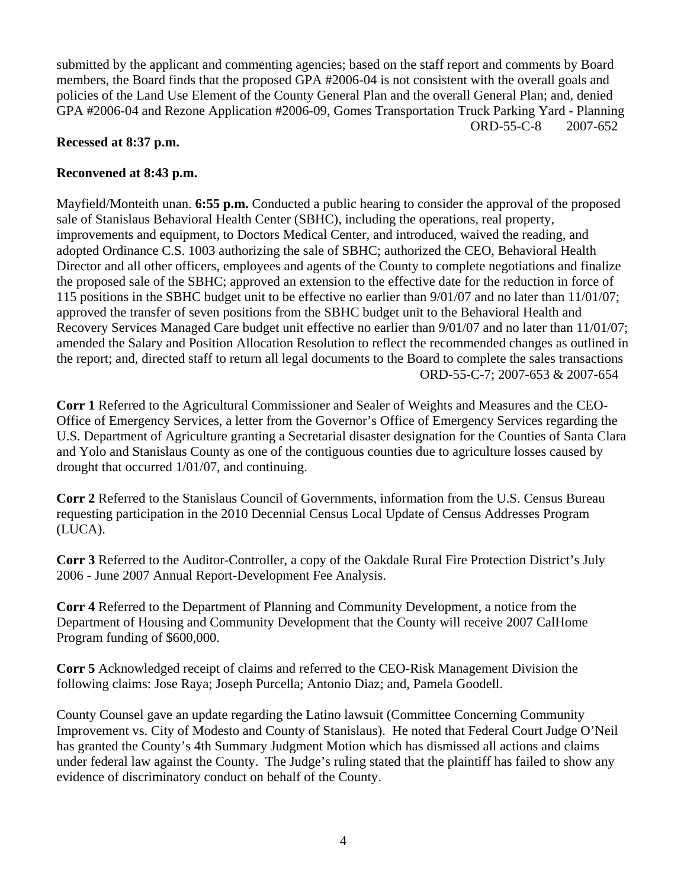submitted by the applicant and commenting agencies; based on the staff report and comments by Board members, the Board finds that the proposed GPA #2006-04 is not consistent with the overall goals and policies of the Land Use Element of the County General Plan and the overall General Plan; and, denied GPA #2006-04 and Rezone Application #2006-09, Gomes Transportation Truck Parking Yard - Planning ORD-55-C-8 2007-652

**Recessed at 8:37 p.m.**

**Reconvened at 8:43 p.m.**

Mayfield/Monteith unan. **6:55 p.m.** Conducted a public hearing to consider the approval of the proposed sale of Stanislaus Behavioral Health Center (SBHC), including the operations, real property, improvements and equipment, to Doctors Medical Center, and introduced, waived the reading, and adopted Ordinance C.S. 1003 authorizing the sale of SBHC; authorized the CEO, Behavioral Health Director and all other officers, employees and agents of the County to complete negotiations and finalize the proposed sale of the SBHC; approved an extension to the effective date for the reduction in force of 115 positions in the SBHC budget unit to be effective no earlier than 9/01/07 and no later than 11/01/07; approved the transfer of seven positions from the SBHC budget unit to the Behavioral Health and Recovery Services Managed Care budget unit effective no earlier than 9/01/07 and no later than 11/01/07; amended the Salary and Position Allocation Resolution to reflect the recommended changes as outlined in the report; and, directed staff to return all legal documents to the Board to complete the sales transactions ORD-55-C-7; 2007-653 & 2007-654

**Corr 1** Referred to the Agricultural Commissioner and Sealer of Weights and Measures and the CEO-Office of Emergency Services, a letter from the Governor's Office of Emergency Services regarding the U.S. Department of Agriculture granting a Secretarial disaster designation for the Counties of Santa Clara and Yolo and Stanislaus County as one of the contiguous counties due to agriculture losses caused by drought that occurred 1/01/07, and continuing.

**Corr 2** Referred to the Stanislaus Council of Governments, information from the U.S. Census Bureau requesting participation in the 2010 Decennial Census Local Update of Census Addresses Program (LUCA).

**Corr 3** Referred to the Auditor-Controller, a copy of the Oakdale Rural Fire Protection District's July 2006 - June 2007 Annual Report-Development Fee Analysis.

**Corr 4** Referred to the Department of Planning and Community Development, a notice from the Department of Housing and Community Development that the County will receive 2007 CalHome Program funding of $600,000.

**Corr 5** Acknowledged receipt of claims and referred to the CEO-Risk Management Division the following claims: Jose Raya; Joseph Purcella; Antonio Diaz; and, Pamela Goodell.

County Counsel gave an update regarding the Latino lawsuit (Committee Concerning Community Improvement vs. City of Modesto and County of Stanislaus). He noted that Federal Court Judge O'Neil has granted the County's 4th Summary Judgment Motion which has dismissed all actions and claims under federal law against the County. The Judge's ruling stated that the plaintiff has failed to show any evidence of discriminatory conduct on behalf of the County.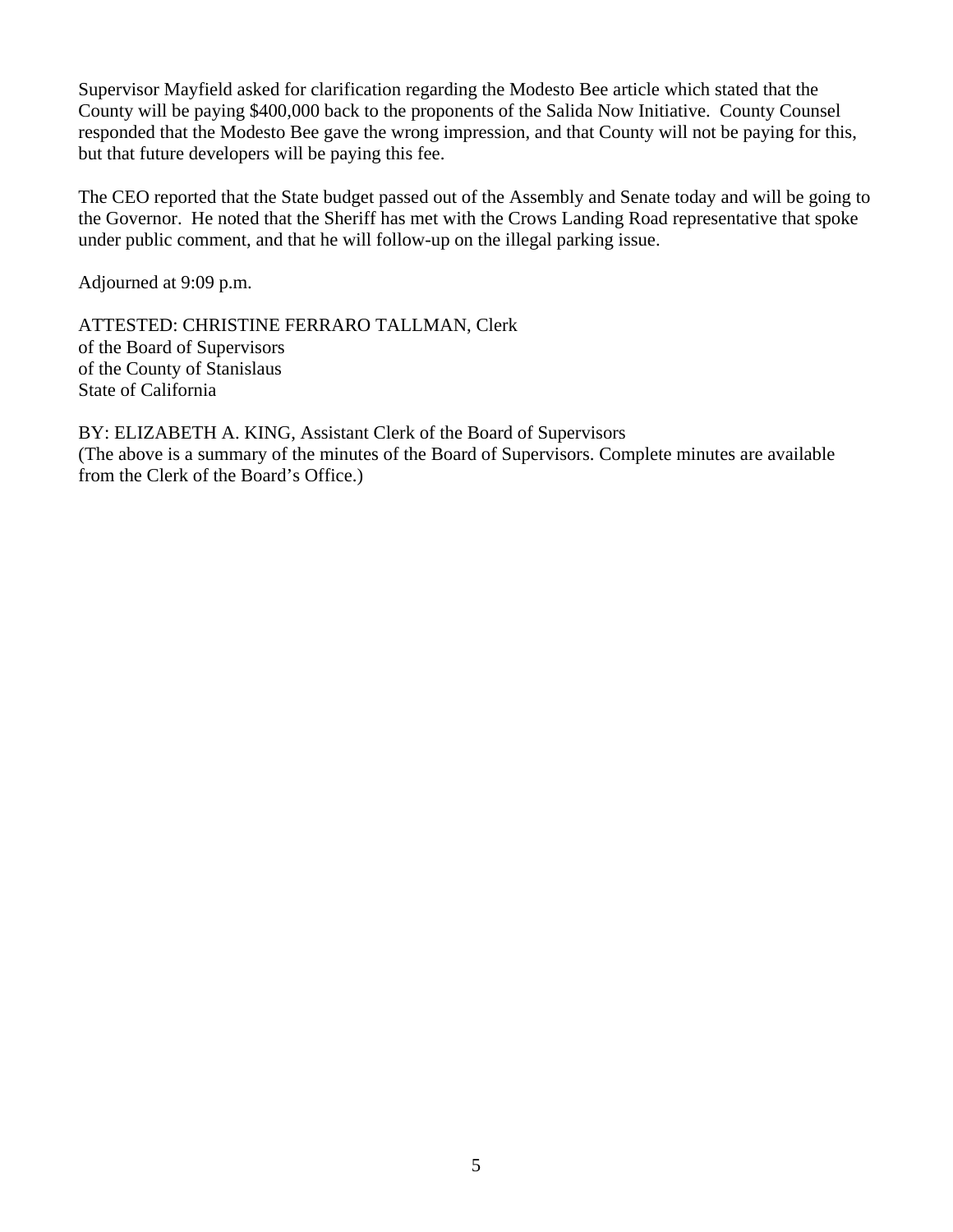Supervisor Mayfield asked for clarification regarding the Modesto Bee article which stated that the County will be paying $400,000 back to the proponents of the Salida Now Initiative.  County Counsel responded that the Modesto Bee gave the wrong impression, and that County will not be paying for this, but that future developers will be paying this fee.

The CEO reported that the State budget passed out of the Assembly and Senate today and will be going to the Governor.  He noted that the Sheriff has met with the Crows Landing Road representative that spoke under public comment, and that he will follow-up on the illegal parking issue.

Adjourned at 9:09 p.m.

ATTESTED: CHRISTINE FERRARO TALLMAN, Clerk
of the Board of Supervisors
of the County of Stanislaus
State of California

BY: ELIZABETH A. KING, Assistant Clerk of the Board of Supervisors
(The above is a summary of the minutes of the Board of Supervisors. Complete minutes are available from the Clerk of the Board's Office.)